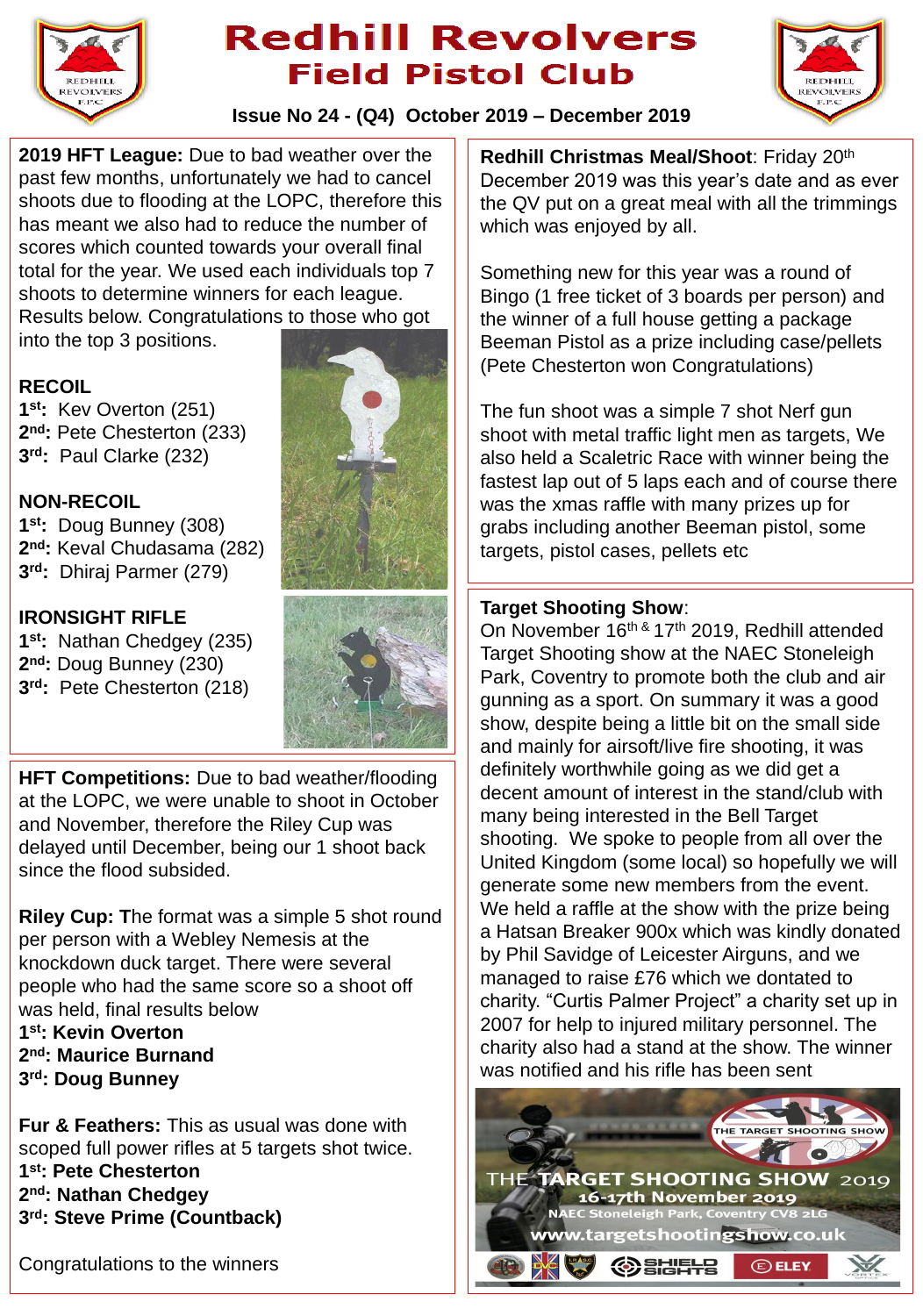# Redhill Revolvers Field Pistol Club

**Issue No 24 - (Q4) October 2019 – December 2019**

**2019 HFT League:** Due to bad weather over the past few months, unfortunately we had to cancel shoots due to flooding at the LOPC, therefore this has meant we also had to reduce the number of scores which counted towards your overall final total for the year. We used each individuals top 7 shoots to determine winners for each league. Results below. Congratulations to those who got into the top 3 positions.

**RECOIL**
1st: Kev Overton (251)
2nd: Pete Chesterton (233)
3rd: Paul Clarke (232)

**NON-RECOIL**
1st: Doug Bunney (308)
2nd: Keval Chudasama (282)
3rd: Dhiraj Parmer (279)

**IRONSIGHT RIFLE**
1st: Nathan Chedgey (235)
2nd: Doug Bunney (230)
3rd: Pete Chesterton (218)

**HFT Competitions:** Due to bad weather/flooding at the LOPC, we were unable to shoot in October and November, therefore the Riley Cup was delayed until December, being our 1 shoot back since the flood subsided.

**Riley Cup: T**he format was a simple 5 shot round per person with a Webley Nemesis at the knockdown duck target. There were several people who had the same score so a shoot off was held, final results below
**1st: Kevin Overton**
**2nd: Maurice Burnand**
**3rd: Doug Bunney**

**Fur & Feathers:** This as usual was done with scoped full power rifles at 5 targets shot twice.
**1st: Pete Chesterton**
**2nd: Nathan Chedgey**
**3rd: Steve Prime (Countback)**

Congratulations to the winners

**Redhill Christmas Meal/Shoot**: Friday 20th December 2019 was this year's date and as ever the QV put on a great meal with all the trimmings which was enjoyed by all.

Something new for this year was a round of Bingo (1 free ticket of 3 boards per person) and the winner of a full house getting a package Beeman Pistol as a prize including case/pellets (Pete Chesterton won Congratulations)

The fun shoot was a simple 7 shot Nerf gun shoot with metal traffic light men as targets, We also held a Scaletric Race with winner being the fastest lap out of 5 laps each and of course there was the xmas raffle with many prizes up for grabs including another Beeman pistol, some targets, pistol cases, pellets etc

**Target Shooting Show**:
On November 16th & 17th 2019, Redhill attended Target Shooting show at the NAEC Stoneleigh Park, Coventry to promote both the club and air gunning as a sport. On summary it was a good show, despite being a little bit on the small side and mainly for airsoft/live fire shooting, it was definitely worthwhile going as we did get a decent amount of interest in the stand/club with many being interested in the Bell Target shooting. We spoke to people from all over the United Kingdom (some local) so hopefully we will generate some new members from the event. We held a raffle at the show with the prize being a Hatsan Breaker 900x which was kindly donated by Phil Savidge of Leicester Airguns, and we managed to raise £76 which we dontated to charity. "Curtis Palmer Project" a charity set up in 2007 for help to injured military personnel. The charity also had a stand at the show. The winner was notified and his rifle has been sent

THE TARGET SHOOTING SHOW 2019
16-17th November 2019
NAEC Stoneleigh Park, Coventry CV8 2LG
www.targetshootingshow.co.uk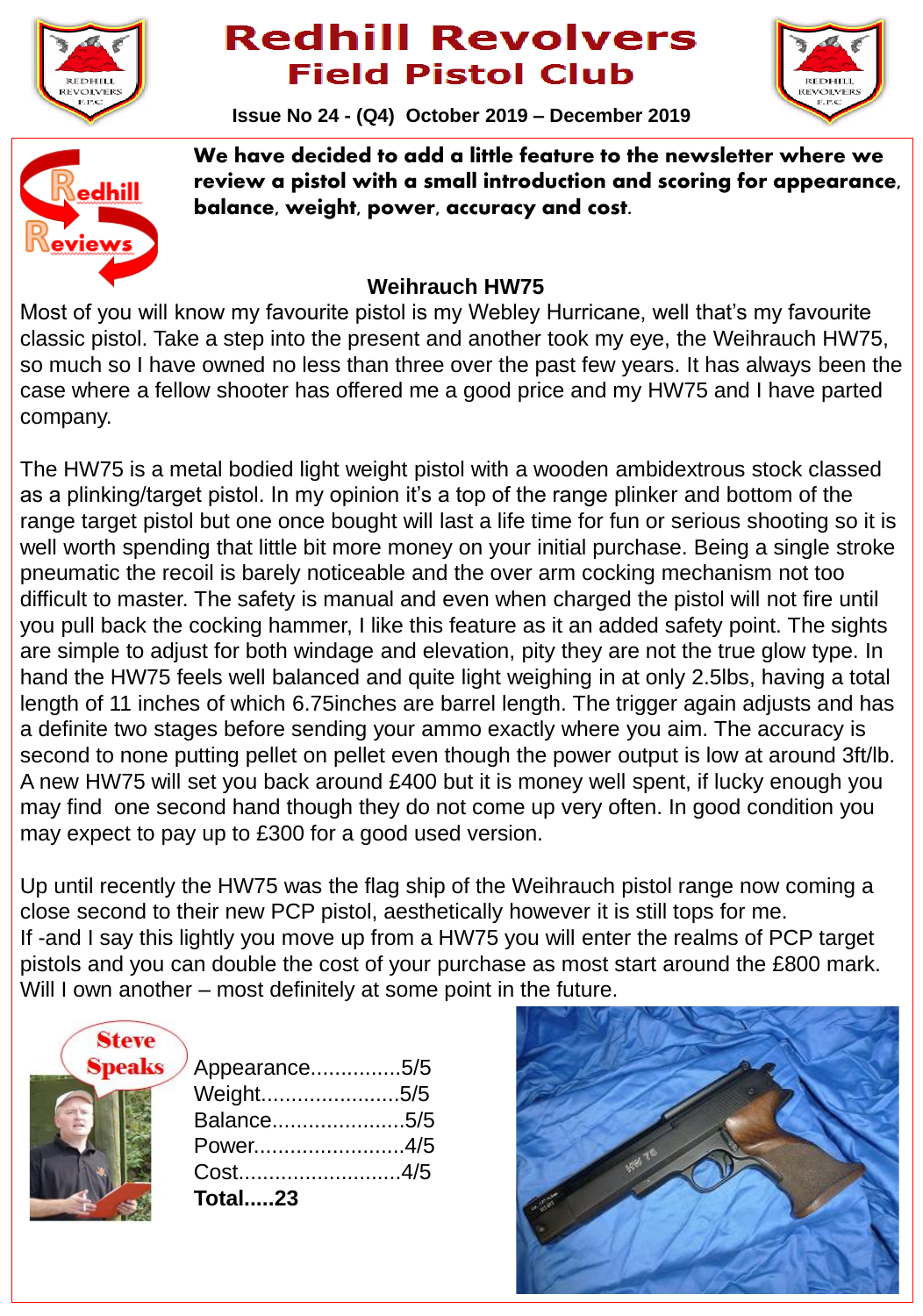# Redhill Revolvers
## Field Pistol Club

**Issue No 24 - (Q4) October 2019 – December 2019**

Redhill Reviews

**We have decided to add a little feature to the newsletter where we review a pistol with a small introduction and scoring for appearance, balance, weight, power, accuracy and cost.**

### Weihrauch HW75

Most of you will know my favourite pistol is my Webley Hurricane, well that's my favourite classic pistol. Take a step into the present and another took my eye, the Weihrauch HW75, so much so I have owned no less than three over the past few years. It has always been the case where a fellow shooter has offered me a good price and my HW75 and I have parted company.

The HW75 is a metal bodied light weight pistol with a wooden ambidextrous stock classed as a plinking/target pistol. In my opinion it's a top of the range plinker and bottom of the range target pistol but one once bought will last a life time for fun or serious shooting so it is well worth spending that little bit more money on your initial purchase. Being a single stroke pneumatic the recoil is barely noticeable and the over arm cocking mechanism not too difficult to master. The safety is manual and even when charged the pistol will not fire until you pull back the cocking hammer, I like this feature as it an added safety point. The sights are simple to adjust for both windage and elevation, pity they are not the true glow type. In hand the HW75 feels well balanced and quite light weighing in at only 2.5lbs, having a total length of 11 inches of which 6.75inches are barrel length. The trigger again adjusts and has a definite two stages before sending your ammo exactly where you aim. The accuracy is second to none putting pellet on pellet even though the power output is low at around 3ft/lb. A new HW75 will set you back around £400 but it is money well spent, if lucky enough you may find one second hand though they do not come up very often. In good condition you may expect to pay up to £300 for a good used version.

Up until recently the HW75 was the flag ship of the Weihrauch pistol range now coming a close second to their new PCP pistol, aesthetically however it is still tops for me.
If -and I say this lightly you move up from a HW75 you will enter the realms of PCP target pistols and you can double the cost of your purchase as most start around the £800 mark.
Will I own another – most definitely at some point in the future.

Steve Speaks

Appearance...............5/5
Weight......................5/5
Balance.....................5/5
Power........................4/5
Cost..........................4/5
**Total.....23**